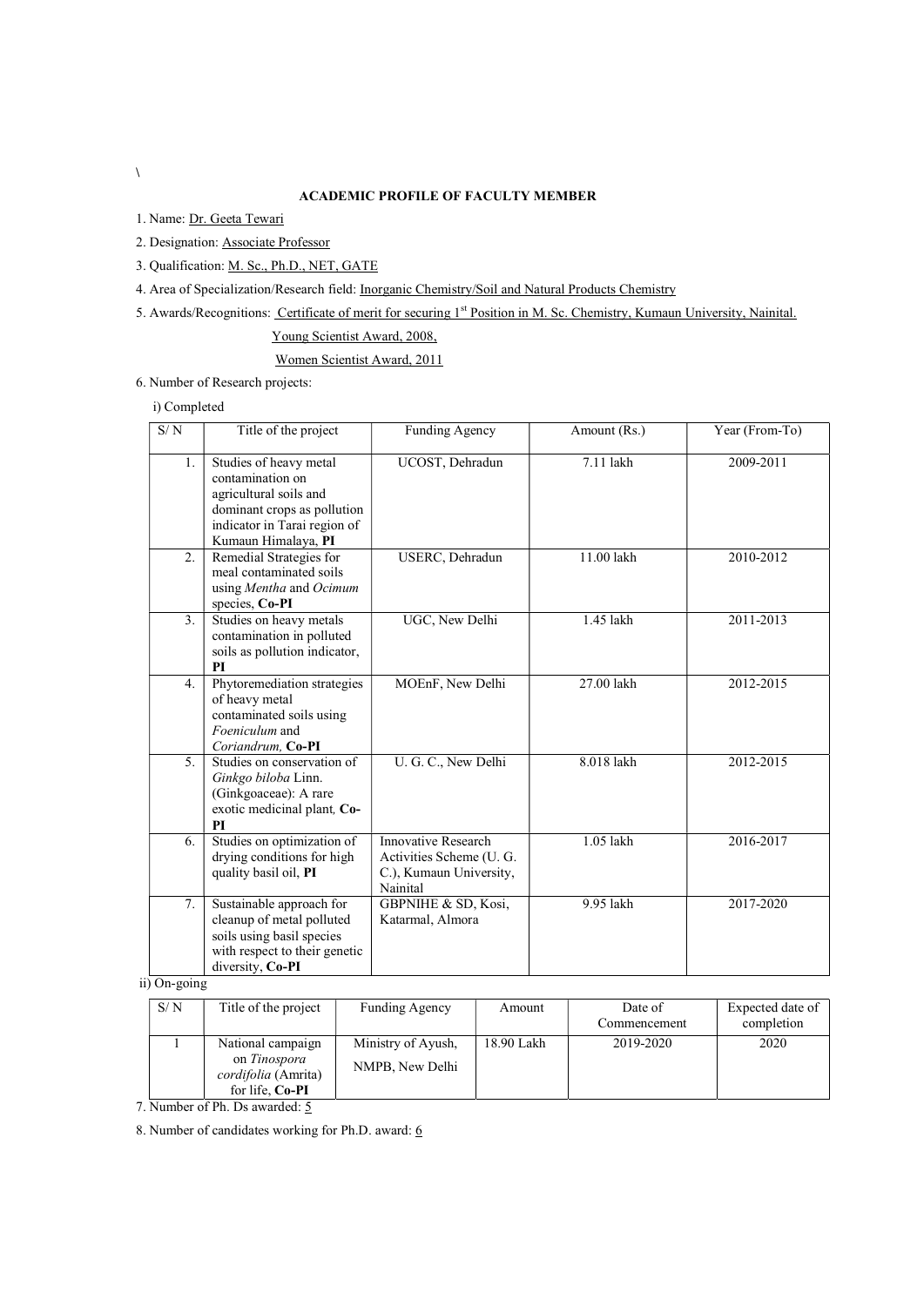\

## ACADEMIC PROFILE OF FACULTY MEMBER

1. Name: Dr. Geeta Tewari

2. Designation: Associate Professor

3. Qualification: M. Sc., Ph.D., NET, GATE

4. Area of Specialization/Research field: Inorganic Chemistry/Soil and Natural Products Chemistry

5. Awards/Recognitions: Certificate of merit for securing 1st Position in M. Sc. Chemistry, Kumaun University, Nainital.

   Young Scientist Award, 2008,

   Women Scientist Award, 2011

6. Number of Research projects:

   i) Completed

| S/ N | Title of the project | Funding Agency | Amount (Rs.) | Year (From-To) |
|---|---|---|---|---|
| 1. | Studies of heavy metal contamination on agricultural soils and dominant crops as pollution indicator in Tarai region of Kumaun Himalaya, **PI** | UCOST, Dehradun | 7.11 lakh | 2009-2011 |
| 2. | Remedial Strategies for meal contaminated soils using *Mentha* and *Ocimum* species, **Co-PI** | USERC, Dehradun | 11.00 lakh | 2010-2012 |
| 3. | Studies on heavy metals contamination in polluted soils as pollution indicator, **PI** | UGC, New Delhi | 1.45 lakh | 2011-2013 |
| 4. | Phytoremediation strategies of heavy metal contaminated soils using *Foeniculum* and *Coriandrum,* **Co-PI** | MOEnF, New Delhi | 27.00 lakh | 2012-2015 |
| 5. | Studies on conservation of *Ginkgo biloba* Linn. (Ginkgoaceae): A rare exotic medicinal plant*,* **Co-PI** | U. G. C., New Delhi | 8.018 lakh | 2012-2015 |
| 6. | Studies on optimization of drying conditions for high quality basil oil, **PI** | Innovative Research Activities Scheme (U. G. C.), Kumaun University, Nainital | 1.05 lakh | 2016-2017 |
| 7. | Sustainable approach for cleanup of metal polluted soils using basil species with respect to their genetic diversity, **Co-PI** | GBPNIHE & SD, Kosi, Katarmal, Almora | 9.95 lakh | 2017-2020 |

   ii) On-going

| S/ N | Title of the project | Funding Agency | Amount | Date of Commencement | Expected date of completion |
|---|---|---|---|---|---|
| 1 | National campaign on *Tinospora cordifolia* (Amrita) for life, **Co-PI** | Ministry of Ayush, NMPB, New Delhi | 18.90 Lakh | 2019-2020 | 2020 |

7. Number of Ph. Ds awarded: 5

8. Number of candidates working for Ph.D. award: 6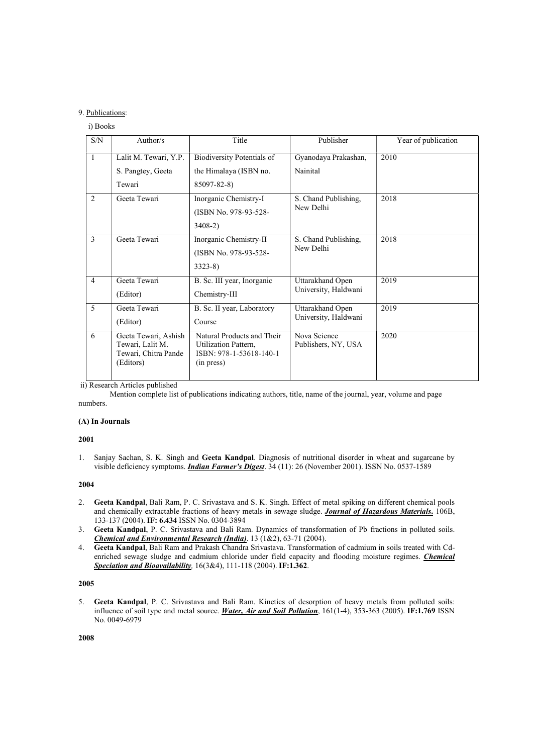9. Publications:

i) Books

| S/N | Author/s | Title | Publisher | Year of publication |
|---|---|---|---|---|
| 1 | Lalit M. Tewari, Y.P. S. Pangtey, Geeta Tewari | Biodiversity Potentials of the Himalaya (ISBN no. 85097-82-8) | Gyanodaya Prakashan, Nainital | 2010 |
| 2 | Geeta Tewari | Inorganic Chemistry-I (ISBN No. 978-93-528-3408-2) | S. Chand Publishing, New Delhi | 2018 |
| 3 | Geeta Tewari | Inorganic Chemistry-II (ISBN No. 978-93-528-3323-8) | S. Chand Publishing, New Delhi | 2018 |
| 4 | Geeta Tewari (Editor) | B. Sc. III year, Inorganic Chemistry-III | Uttarakhand Open University, Haldwani | 2019 |
| 5 | Geeta Tewari (Editor) | B. Sc. II year, Laboratory Course | Uttarakhand Open University, Haldwani | 2019 |
| 6 | Geeta Tewari, Ashish Tewari, Lalit M. Tewari, Chitra Pande (Editors) | Natural Products and Their Utilization Pattern, ISBN: 978-1-53618-140-1 (in press) | Nova Science Publishers, NY, USA | 2020 |

ii) Research Articles published

Mention complete list of publications indicating authors, title, name of the journal, year, volume and page numbers.

**(A) In Journals**

**2001**

1. Sanjay Sachan, S. K. Singh and **Geeta Kandpal**. Diagnosis of nutritional disorder in wheat and sugarcane by visible deficiency symptoms. ***Indian Farmer's Digest***. 34 (11): 26 (November 2001). ISSN No. 0537-1589

**2004**

2. **Geeta Kandpal**, Bali Ram, P. C. Srivastava and S. K. Singh. Effect of metal spiking on different chemical pools and chemically extractable fractions of heavy metals in sewage sludge. ***Journal of Hazardous Materials***. 106B, 133-137 (2004). **IF: 6.434** ISSN No. 0304-3894
3. **Geeta Kandpal**, P. C. Srivastava and Bali Ram. Dynamics of transformation of Pb fractions in polluted soils. ***Chemical and Environmental Research (India)***. 13 (1&2), 63-71 (2004).
4. **Geeta Kandpal**, Bali Ram and Prakash Chandra Srivastava. Transformation of cadmium in soils treated with Cd-enriched sewage sludge and cadmium chloride under field capacity and flooding moisture regimes. ***Chemical Speciation and Bioavailability***, 16(3&4), 111-118 (2004). **IF:1.362**.

**2005**

5. **Geeta Kandpal**, P. C. Srivastava and Bali Ram. Kinetics of desorption of heavy metals from polluted soils: influence of soil type and metal source. ***Water, Air and Soil Pollution***, 161(1-4), 353-363 (2005). **IF:1.769** ISSN No. 0049-6979

**2008**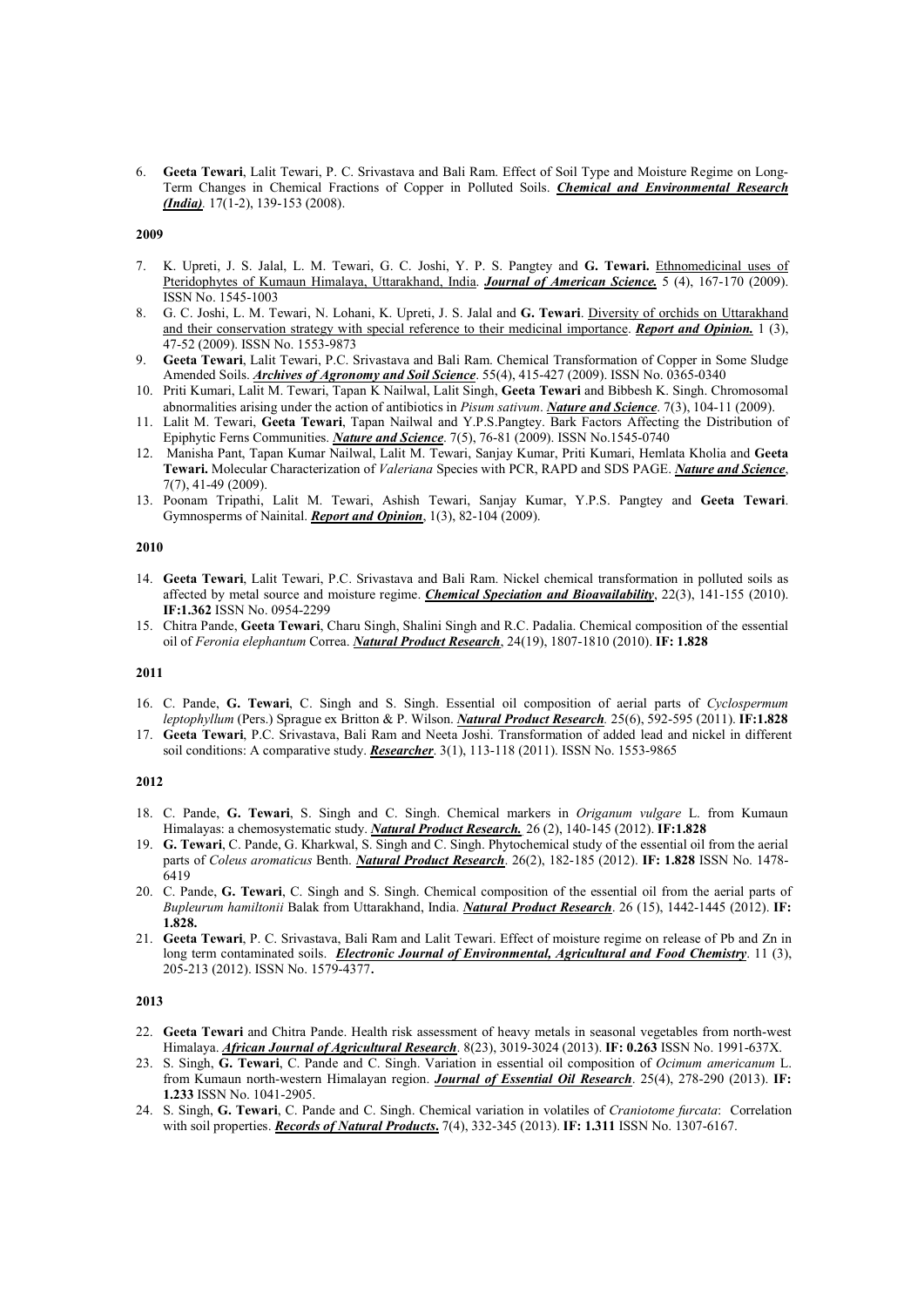6. **Geeta Tewari**, Lalit Tewari, P. C. Srivastava and Bali Ram. Effect of Soil Type and Moisture Regime on Long-Term Changes in Chemical Fractions of Copper in Polluted Soils. ***Chemical and Environmental Research (India)***. 17(1-2), 139-153 (2008).

**2009**

7. K. Upreti, J. S. Jalal, L. M. Tewari, G. C. Joshi, Y. P. S. Pangtey and **G. Tewari.** Ethnomedicinal uses of Pteridophytes of Kumaun Himalaya, Uttarakhand, India. ***Journal of American Science.*** 5 (4), 167-170 (2009). ISSN No. 1545-1003
8. G. C. Joshi, L. M. Tewari, N. Lohani, K. Upreti, J. S. Jalal and **G. Tewari**. Diversity of orchids on Uttarakhand and their conservation strategy with special reference to their medicinal importance. ***Report and Opinion.*** 1 (3), 47-52 (2009). ISSN No. 1553-9873
9. **Geeta Tewari**, Lalit Tewari, P.C. Srivastava and Bali Ram. Chemical Transformation of Copper in Some Sludge Amended Soils. ***Archives of Agronomy and Soil Science***. 55(4), 415-427 (2009). ISSN No. 0365-0340
10. Priti Kumari, Lalit M. Tewari, Tapan K Nailwal, Lalit Singh, **Geeta Tewari** and Bibbesh K. Singh. Chromosomal abnormalities arising under the action of antibiotics in *Pisum sativum*. ***Nature and Science***. 7(3), 104-11 (2009).
11. Lalit M. Tewari, **Geeta Tewari**, Tapan Nailwal and Y.P.S.Pangtey. Bark Factors Affecting the Distribution of Epiphytic Ferns Communities. ***Nature and Science***. 7(5), 76-81 (2009). ISSN No.1545-0740
12. Manisha Pant, Tapan Kumar Nailwal, Lalit M. Tewari, Sanjay Kumar, Priti Kumari, Hemlata Kholia and **Geeta Tewari.** Molecular Characterization of *Valeriana* Species with PCR, RAPD and SDS PAGE. ***Nature and Science***, 7(7), 41-49 (2009).
13. Poonam Tripathi, Lalit M. Tewari, Ashish Tewari, Sanjay Kumar, Y.P.S. Pangtey and **Geeta Tewari**. Gymnosperms of Nainital. ***Report and Opinion***, 1(3), 82-104 (2009).

**2010**

14. **Geeta Tewari**, Lalit Tewari, P.C. Srivastava and Bali Ram. Nickel chemical transformation in polluted soils as affected by metal source and moisture regime. ***Chemical Speciation and Bioavailability***, 22(3), 141-155 (2010). **IF:1.362** ISSN No. 0954-2299
15. Chitra Pande, **Geeta Tewari**, Charu Singh, Shalini Singh and R.C. Padalia. Chemical composition of the essential oil of *Feronia elephantum* Correa. ***Natural Product Research***, 24(19), 1807-1810 (2010). **IF: 1.828**

**2011**

16. C. Pande, **G. Tewari**, C. Singh and S. Singh. Essential oil composition of aerial parts of *Cyclospermum leptophyllum* (Pers.) Sprague ex Britton & P. Wilson. ***Natural Product Research.*** 25(6), 592-595 (2011). **IF:1.828**
17. **Geeta Tewari**, P.C. Srivastava, Bali Ram and Neeta Joshi. Transformation of added lead and nickel in different soil conditions: A comparative study. ***Researcher***. 3(1), 113-118 (2011). ISSN No. 1553-9865

**2012**

18. C. Pande, **G. Tewari**, S. Singh and C. Singh. Chemical markers in *Origanum vulgare* L. from Kumaun Himalayas: a chemosystematic study. ***Natural Product Research.*** 26 (2), 140-145 (2012). **IF:1.828**
19. **G. Tewari**, C. Pande, G. Kharkwal, S. Singh and C. Singh. Phytochemical study of the essential oil from the aerial parts of *Coleus aromaticus* Benth. ***Natural Product Research***. 26(2), 182-185 (2012). **IF: 1.828** ISSN No. 1478-6419
20. C. Pande, **G. Tewari**, C. Singh and S. Singh. Chemical composition of the essential oil from the aerial parts of *Bupleurum hamiltonii* Balak from Uttarakhand, India. ***Natural Product Research***. 26 (15), 1442-1445 (2012). **IF: 1.828.**
21. **Geeta Tewari**, P. C. Srivastava, Bali Ram and Lalit Tewari. Effect of moisture regime on release of Pb and Zn in long term contaminated soils. ***Electronic Journal of Environmental, Agricultural and Food Chemistry***. 11 (3), 205-213 (2012). ISSN No. 1579-4377**.**

**2013**

22. **Geeta Tewari** and Chitra Pande. Health risk assessment of heavy metals in seasonal vegetables from north-west Himalaya. ***African Journal of Agricultural Research***. 8(23), 3019-3024 (2013). **IF: 0.263** ISSN No. 1991-637X.
23. S. Singh, **G. Tewari**, C. Pande and C. Singh. Variation in essential oil composition of *Ocimum americanum* L. from Kumaun north-western Himalayan region. ***Journal of Essential Oil Research***. 25(4), 278-290 (2013). **IF: 1.233** ISSN No. 1041-2905.
24. S. Singh, **G. Tewari**, C. Pande and C. Singh. Chemical variation in volatiles of *Craniotome furcata*: Correlation with soil properties. ***Records of Natural Products*.** 7(4), 332-345 (2013). **IF: 1.311** ISSN No. 1307-6167.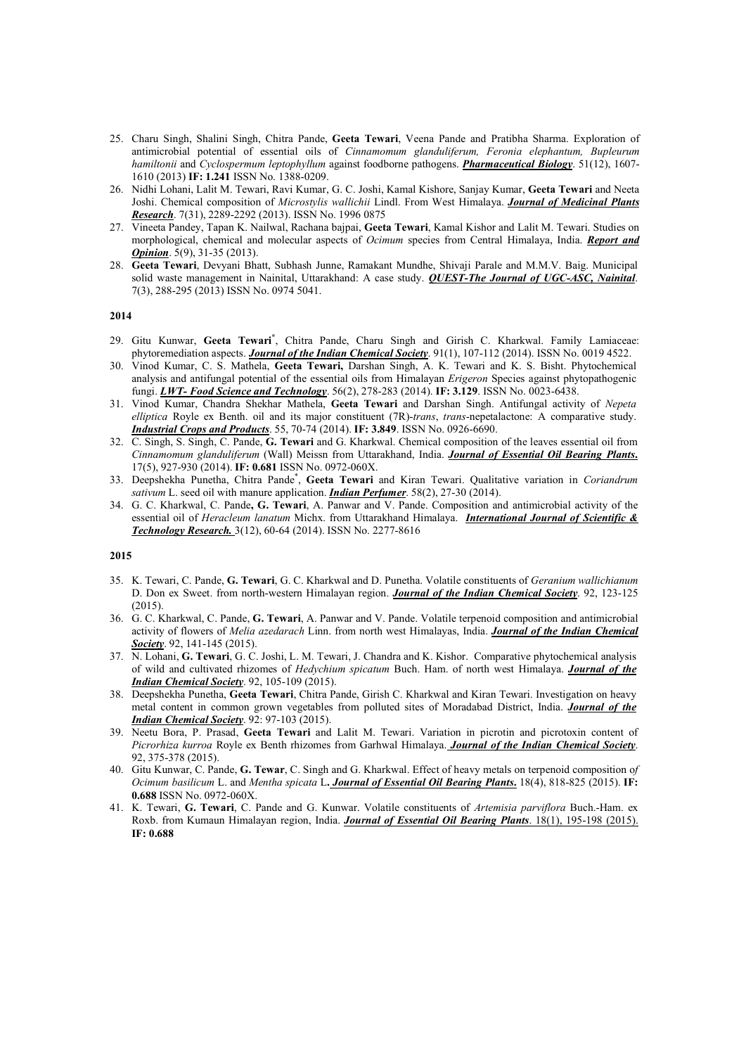25. Charu Singh, Shalini Singh, Chitra Pande, **Geeta Tewari**, Veena Pande and Pratibha Sharma. Exploration of antimicrobial potential of essential oils of *Cinnamomum glanduliferum, Feronia elephantum, Bupleurum hamiltonii* and *Cyclospermum leptophyllum* against foodborne pathogens. ***Pharmaceutical Biology***. 51(12), 1607-1610 (2013) **IF: 1.241** ISSN No. 1388-0209.
26. Nidhi Lohani, Lalit M. Tewari, Ravi Kumar, G. C. Joshi, Kamal Kishore, Sanjay Kumar, **Geeta Tewari** and Neeta Joshi. Chemical composition of *Microstylis wallichii* Lindl. From West Himalaya. ***Journal of Medicinal Plants Research***. 7(31), 2289-2292 (2013). ISSN No. 1996 0875
27. Vineeta Pandey, Tapan K. Nailwal, Rachana bajpai, **Geeta Tewari**, Kamal Kishor and Lalit M. Tewari. Studies on morphological, chemical and molecular aspects of *Ocimum* species from Central Himalaya, India. ***Report and Opinion***. 5(9), 31-35 (2013).
28. **Geeta Tewari**, Devyani Bhatt, Subhash Junne, Ramakant Mundhe, Shivaji Parale and M.M.V. Baig. Municipal solid waste management in Nainital, Uttarakhand: A case study. ***QUEST-The Journal of UGC-ASC, Nainital***. 7(3), 288-295 (2013) ISSN No. 0974 5041.

**2014**

29. Gitu Kunwar, **Geeta Tewari**\*, Chitra Pande, Charu Singh and Girish C. Kharkwal. Family Lamiaceae: phytoremediation aspects. ***Journal of the Indian Chemical Society***. 91(1), 107-112 (2014). ISSN No. 0019 4522.
30. Vinod Kumar, C. S. Mathela, **Geeta Tewari,** Darshan Singh, A. K. Tewari and K. S. Bisht. Phytochemical analysis and antifungal potential of the essential oils from Himalayan *Erigeron* Species against phytopathogenic fungi. ***LWT- Food Science and Technology***. 56(2), 278-283 (2014). **IF: 3.129**. ISSN No. 0023-6438.
31. Vinod Kumar, Chandra Shekhar Mathela, **Geeta Tewari** and Darshan Singh. Antifungal activity of *Nepeta elliptica* Royle ex Benth. oil and its major constituent (7R)-*trans*, *trans*-nepetalactone: A comparative study. ***Industrial Crops and Products***. 55, 70-74 (2014). **IF: 3.849**. ISSN No. 0926-6690.
32. C. Singh, S. Singh, C. Pande, **G. Tewari** and G. Kharkwal. Chemical composition of the leaves essential oil from *Cinnamomum glanduliferum* (Wall) Meissn from Uttarakhand, India. ***Journal of Essential Oil Bearing Plants***. 17(5), 927-930 (2014). **IF: 0.681** ISSN No. 0972-060X.
33. Deepshekha Punetha, Chitra Pande\*, **Geeta Tewari** and Kiran Tewari. Qualitative variation in *Coriandrum sativum* L. seed oil with manure application. ***Indian Perfumer***. 58(2), 27-30 (2014).
34. G. C. Kharkwal, C. Pande**, G. Tewari**, A. Panwar and V. Pande. Composition and antimicrobial activity of the essential oil of *Heracleum lanatum* Michx. from Uttarakhand Himalaya. ***International Journal of Scientific & Technology Research.*** 3(12), 60-64 (2014). ISSN No. 2277-8616

**2015**

35. K. Tewari, C. Pande, **G. Tewari**, G. C. Kharkwal and D. Punetha. Volatile constituents of *Geranium wallichianum* D. Don ex Sweet. from north-western Himalayan region. ***Journal of the Indian Chemical Society***. 92, 123-125 (2015).
36. G. C. Kharkwal, C. Pande, **G. Tewari**, A. Panwar and V. Pande. Volatile terpenoid composition and antimicrobial activity of flowers of *Melia azedarach* Linn. from north west Himalayas, India. ***Journal of the Indian Chemical Society***. 92, 141-145 (2015).
37. N. Lohani, **G. Tewari**, G. C. Joshi, L. M. Tewari, J. Chandra and K. Kishor. Comparative phytochemical analysis of wild and cultivated rhizomes of *Hedychium spicatum* Buch. Ham. of north west Himalaya. ***Journal of the Indian Chemical Society***. 92, 105-109 (2015).
38. Deepshekha Punetha, **Geeta Tewari**, Chitra Pande, Girish C. Kharkwal and Kiran Tewari. Investigation on heavy metal content in common grown vegetables from polluted sites of Moradabad District, India. ***Journal of the Indian Chemical Society***. 92: 97-103 (2015).
39. Neetu Bora, P. Prasad, **Geeta Tewari** and Lalit M. Tewari. Variation in picrotin and picrotoxin content of *Picrorhiza kurroa* Royle ex Benth rhizomes from Garhwal Himalaya. ***Journal of the Indian Chemical Society***. 92, 375-378 (2015).
40. Gitu Kunwar, C. Pande, **G. Tewar**, C. Singh and G. Kharkwal. Effect of heavy metals on terpenoid composition *of Ocimum basilicum* L. and *Mentha spicata* L**. *Journal of Essential Oil Bearing Plants***. 18(4), 818-825 (2015). **IF: 0.688** ISSN No. 0972-060X.
41. K. Tewari, **G. Tewari**, C. Pande and G. Kunwar. Volatile constituents of *Artemisia parviflora* Buch.-Ham. ex Roxb. from Kumaun Himalayan region, India. ***Journal of Essential Oil Bearing Plants***. 18(1), 195-198 (2015). **IF: 0.688**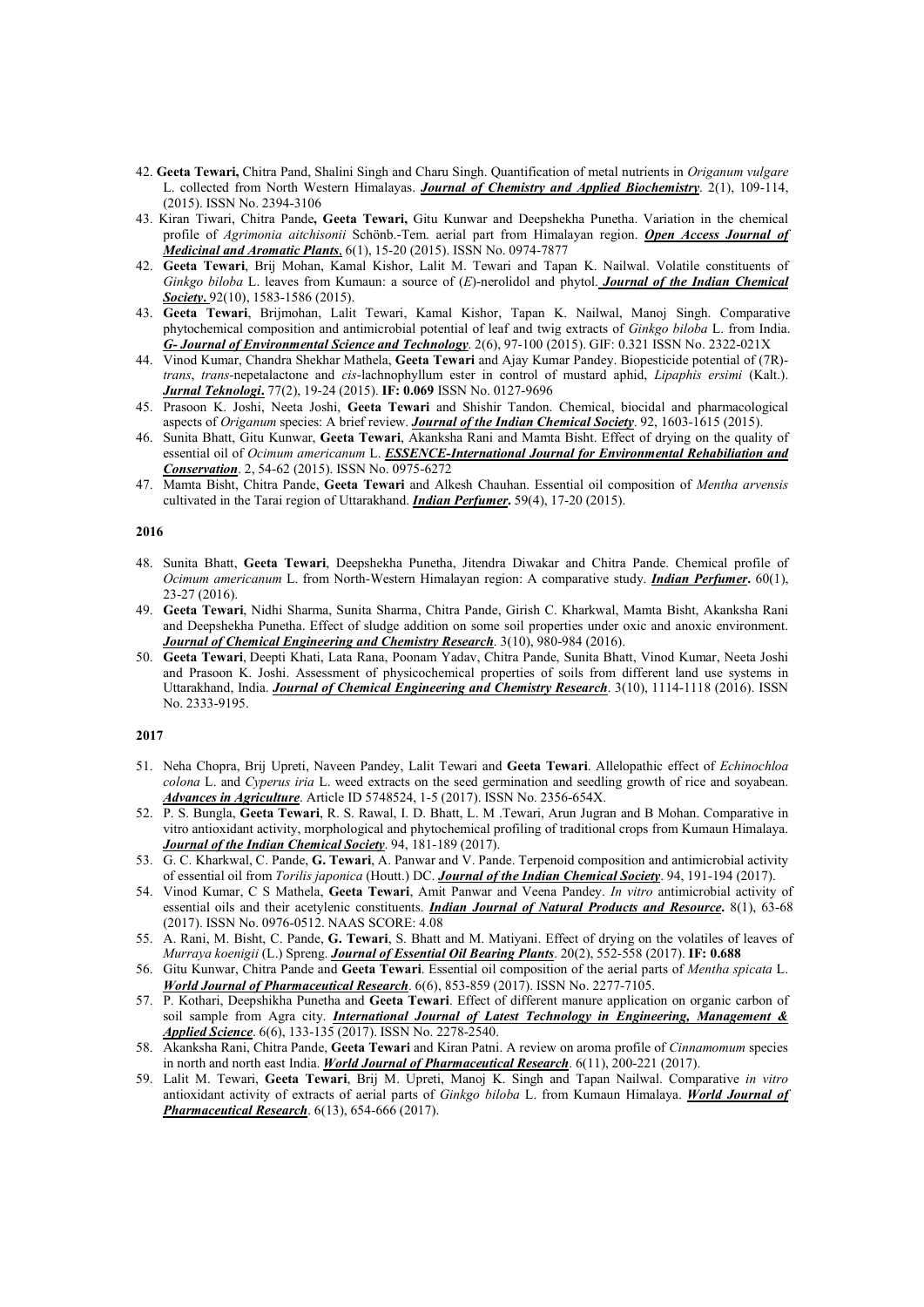42. **Geeta Tewari,** Chitra Pand, Shalini Singh and Charu Singh. Quantification of metal nutrients in *Origanum vulgare* L. collected from North Western Himalayas. ***Journal of Chemistry and Applied Biochemistry***. 2(1), 109-114, (2015). ISSN No. 2394-3106
43. Kiran Tiwari, Chitra Pande**, Geeta Tewari,** Gitu Kunwar and Deepshekha Punetha. Variation in the chemical profile of *Agrimonia aitchisonii* Schönb.-Tem. aerial part from Himalayan region. ***Open Access Journal of Medicinal and Aromatic Plants***, 6(1), 15-20 (2015). ISSN No. 0974-7877
42. **Geeta Tewari**, Brij Mohan, Kamal Kishor, Lalit M. Tewari and Tapan K. Nailwal. Volatile constituents of *Ginkgo biloba* L. leaves from Kumaun: a source of (*E*)-nerolidol and phytol. ***Journal of the Indian Chemical Society***. 92(10), 1583-1586 (2015).
43. **Geeta Tewari**, Brijmohan, Lalit Tewari, Kamal Kishor, Tapan K. Nailwal, Manoj Singh. Comparative phytochemical composition and antimicrobial potential of leaf and twig extracts of *Ginkgo biloba* L. from India. ***G- Journal of Environmental Science and Technology***. 2(6), 97-100 (2015). GIF: 0.321 ISSN No. 2322-021X
44. Vinod Kumar, Chandra Shekhar Mathela, **Geeta Tewari** and Ajay Kumar Pandey. Biopesticide potential of (7R)-*trans*, *trans*-nepetalactone and *cis*-lachnophyllum ester in control of mustard aphid, *Lipaphis ersimi* (Kalt.). ***Jurnal Teknologi***. 77(2), 19-24 (2015). **IF: 0.069** ISSN No. 0127-9696
45. Prasoon K. Joshi, Neeta Joshi, **Geeta Tewari** and Shishir Tandon. Chemical, biocidal and pharmacological aspects of *Origanum* species: A brief review. ***Journal of the Indian Chemical Society***. 92, 1603-1615 (2015).
46. Sunita Bhatt, Gitu Kunwar, **Geeta Tewari**, Akanksha Rani and Mamta Bisht. Effect of drying on the quality of essential oil of *Ocimum americanum* L. ***ESSENCE-International Journal for Environmental Rehabiliation and Conservation***. 2, 54-62 (2015). ISSN No. 0975-6272
47. Mamta Bisht, Chitra Pande, **Geeta Tewari** and Alkesh Chauhan. Essential oil composition of *Mentha arvensis* cultivated in the Tarai region of Uttarakhand. ***Indian Perfumer***. 59(4), 17-20 (2015).

**2016**

48. Sunita Bhatt, **Geeta Tewari**, Deepshekha Punetha, Jitendra Diwakar and Chitra Pande. Chemical profile of *Ocimum americanum* L. from North-Western Himalayan region: A comparative study. ***Indian Perfumer***. 60(1), 23-27 (2016).
49. **Geeta Tewari**, Nidhi Sharma, Sunita Sharma, Chitra Pande, Girish C. Kharkwal, Mamta Bisht, Akanksha Rani and Deepshekha Punetha. Effect of sludge addition on some soil properties under oxic and anoxic environment. ***Journal of Chemical Engineering and Chemistry Research***. 3(10), 980-984 (2016).
50. **Geeta Tewari**, Deepti Khati, Lata Rana, Poonam Yadav, Chitra Pande, Sunita Bhatt, Vinod Kumar, Neeta Joshi and Prasoon K. Joshi. Assessment of physicochemical properties of soils from different land use systems in Uttarakhand, India. ***Journal of Chemical Engineering and Chemistry Research***. 3(10), 1114-1118 (2016). ISSN No. 2333-9195.

**2017**

51. Neha Chopra, Brij Upreti, Naveen Pandey, Lalit Tewari and **Geeta Tewari**. Allelopathic effect of *Echinochloa colona* L. and *Cyperus iria* L. weed extracts on the seed germination and seedling growth of rice and soyabean. ***Advances in Agriculture***. Article ID 5748524, 1-5 (2017). ISSN No. 2356-654X.
52. P. S. Bungla, **Geeta Tewari**, R. S. Rawal, I. D. Bhatt, L. M .Tewari, Arun Jugran and B Mohan. Comparative in vitro antioxidant activity, morphological and phytochemical profiling of traditional crops from Kumaun Himalaya. ***Journal of the Indian Chemical Society***. 94, 181-189 (2017).
53. G. C. Kharkwal, C. Pande, **G. Tewari**, A. Panwar and V. Pande. Terpenoid composition and antimicrobial activity of essential oil from *Torilis japonica* (Houtt.) DC. ***Journal of the Indian Chemical Society***. 94, 191-194 (2017).
54. Vinod Kumar, C S Mathela, **Geeta Tewari**, Amit Panwar and Veena Pandey. *In vitro* antimicrobial activity of essential oils and their acetylenic constituents. ***Indian Journal of Natural Products and Resource***. 8(1), 63-68 (2017). ISSN No. 0976-0512. NAAS SCORE: 4.08
55. A. Rani, M. Bisht, C. Pande, **G. Tewari**, S. Bhatt and M. Matiyani. Effect of drying on the volatiles of leaves of *Murraya koenigii* (L.) Spreng. ***Journal of Essential Oil Bearing Plants***. 20(2), 552-558 (2017). **IF: 0.688**
56. Gitu Kunwar, Chitra Pande and **Geeta Tewari**. Essential oil composition of the aerial parts of *Mentha spicata* L. ***World Journal of Pharmaceutical Research***. 6(6), 853-859 (2017). ISSN No. 2277-7105.
57. P. Kothari, Deepshikha Punetha and **Geeta Tewari**. Effect of different manure application on organic carbon of soil sample from Agra city. ***International Journal of Latest Technology in Engineering, Management & Applied Science***. 6(6), 133-135 (2017). ISSN No. 2278-2540.
58. Akanksha Rani, Chitra Pande, **Geeta Tewari** and Kiran Patni. A review on aroma profile of *Cinnamomum* species in north and north east India. ***World Journal of Pharmaceutical Research***. 6(11), 200-221 (2017).
59. Lalit M. Tewari, **Geeta Tewari**, Brij M. Upreti, Manoj K. Singh and Tapan Nailwal. Comparative *in vitro* antioxidant activity of extracts of aerial parts of *Ginkgo biloba* L. from Kumaun Himalaya. ***World Journal of Pharmaceutical Research***. 6(13), 654-666 (2017).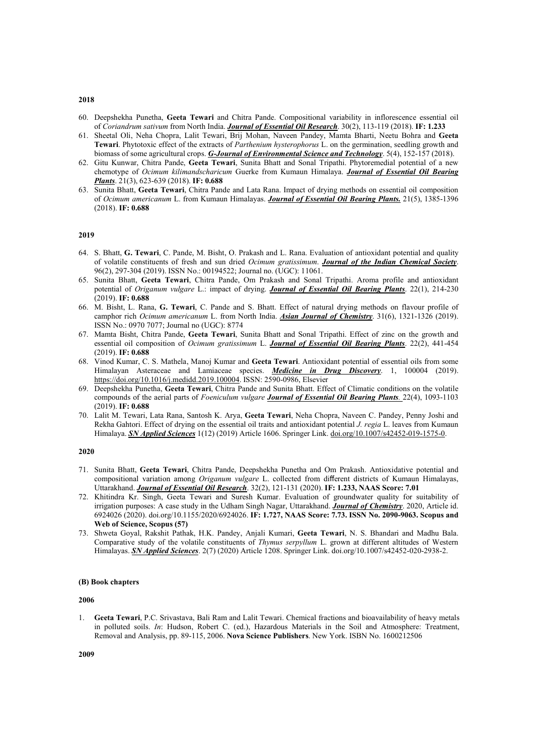**2018**

60. Deepshekha Punetha, **Geeta Tewari** and Chitra Pande. Compositional variability in inflorescence essential oil of *Coriandrum sativum* from North India. ***Journal of Essential Oil Research***. 30(2), 113-119 (2018). **IF: 1.233**
61. Sheetal Oli, Neha Chopra, Lalit Tewari, Brij Mohan, Naveen Pandey, Mamta Bharti, Neetu Bohra and **Geeta Tewari**. Phytotoxic effect of the extracts of *Parthenium hysterophorus* L. on the germination, seedling growth and biomass of some agricultural crops. ***G-Journal of Environmental Science and Technology***. 5(4), 152-157 (2018).
62. Gitu Kunwar, Chitra Pande, **Geeta Tewari**, Sunita Bhatt and Sonal Tripathi. Phytoremedial potential of a new chemotype of *Ocimum kilimandscharicum* Guerke from Kumaun Himalaya. ***Journal of Essential Oil Bearing Plants***. 21(3), 623-639 (2018). **IF: 0.688**
63. Sunita Bhatt, **Geeta Tewari**, Chitra Pande and Lata Rana. Impact of drying methods on essential oil composition of *Ocimum americanum* L. from Kumaun Himalayas. ***Journal of Essential Oil Bearing Plants.*** 21(5), 1385-1396 (2018). **IF: 0.688**

**2019**

64. S. Bhatt, **G. Tewari**, C. Pande, M. Bisht, O. Prakash and L. Rana. Evaluation of antioxidant potential and quality of volatile constituents of fresh and sun dried *Ocimum gratissimum*. ***Journal of the Indian Chemical Society***. 96(2), 297-304 (2019). ISSN No.: 00194522; Journal no. (UGC): 11061.
65. Sunita Bhatt, **Geeta Tewari**, Chitra Pande, Om Prakash and Sonal Tripathi. Aroma profile and antioxidant potential of *Origanum vulgare* L.: impact of drying. ***Journal of Essential Oil Bearing Plants***. 22(1), 214-230 (2019). **IF: 0.688**
66. M. Bisht, L. Rana, **G. Tewari**, C. Pande and S. Bhatt. Effect of natural drying methods on flavour profile of camphor rich *Ocimum americanum* L. from North India. ***Asian Journal of Chemistry***. 31(6), 1321-1326 (2019). ISSN No.: 0970 7077; Journal no (UGC): 8774
67. Mamta Bisht, Chitra Pande, **Geeta Tewari**, Sunita Bhatt and Sonal Tripathi. Effect of zinc on the growth and essential oil composition of *Ocimum gratissimum* L. ***Journal of Essential Oil Bearing Plants***. 22(2), 441-454 (2019). **IF: 0.688**
68. Vinod Kumar, C. S. Mathela, Manoj Kumar and **Geeta Tewari**. Antioxidant potential of essential oils from some Himalayan Asteraceae and Lamiaceae species. ***Medicine in Drug Discovery***. 1, 100004 (2019). https://doi.org/10.1016/j.medidd.2019.100004. ISSN: 2590-0986, Elsevier
69. Deepshekha Punetha, **Geeta Tewari**, Chitra Pande and Sunita Bhatt. Effect of Climatic conditions on the volatile compounds of the aerial parts of *Foeniculum vulgare* ***Journal of Essential Oil Bearing Plants.*** 22(4), 1093-1103 (2019). **IF: 0.688**
70. Lalit M. Tewari, Lata Rana, Santosh K. Arya, **Geeta Tewari**, Neha Chopra, Naveen C. Pandey, Penny Joshi and Rekha Gahtori. Effect of drying on the essential oil traits and antioxidant potential *J. regia* L. leaves from Kumaun Himalaya. ***SN Applied Sciences*** 1(12) (2019) Article 1606. Springer Link. doi.org/10.1007/s42452-019-1575-0.

**2020**

71. Sunita Bhatt, **Geeta Tewari**, Chitra Pande, Deepshekha Punetha and Om Prakash. Antioxidative potential and compositional variation among *Origanum vulgare* L. collected from different districts of Kumaun Himalayas, Uttarakhand. ***Journal of Essential Oil Research***. 32(2), 121-131 (2020). **IF: 1.233, NAAS Score: 7.01**
72. Khitindra Kr. Singh, Geeta Tewari and Suresh Kumar. Evaluation of groundwater quality for suitability of irrigation purposes: A case study in the Udham Singh Nagar, Uttarakhand. ***Journal of Chemistry***. 2020, Article id. 6924026 (2020). doi.org/10.1155/2020/6924026. **IF: 1.727, NAAS Score: 7.73. ISSN No. 2090-9063. Scopus and Web of Science, Scopus (57)**
73. Shweta Goyal, Rakshit Pathak, H.K. Pandey, Anjali Kumari, **Geeta Tewari**, N. S. Bhandari and Madhu Bala. Comparative study of the volatile constituents of *Thymus serpyllum* L. grown at different altitudes of Western Himalayas. ***SN Applied Sciences***. 2(7) (2020) Article 1208. Springer Link. doi.org/10.1007/s42452-020-2938-2.

**(B) Book chapters**

**2006**

1. **Geeta Tewari**, P.C. Srivastava, Bali Ram and Lalit Tewari. Chemical fractions and bioavailability of heavy metals in polluted soils. *In*: Hudson, Robert C. (ed.), Hazardous Materials in the Soil and Atmosphere: Treatment, Removal and Analysis, pp. 89-115, 2006. **Nova Science Publishers**. New York. ISBN No. 1600212506

**2009**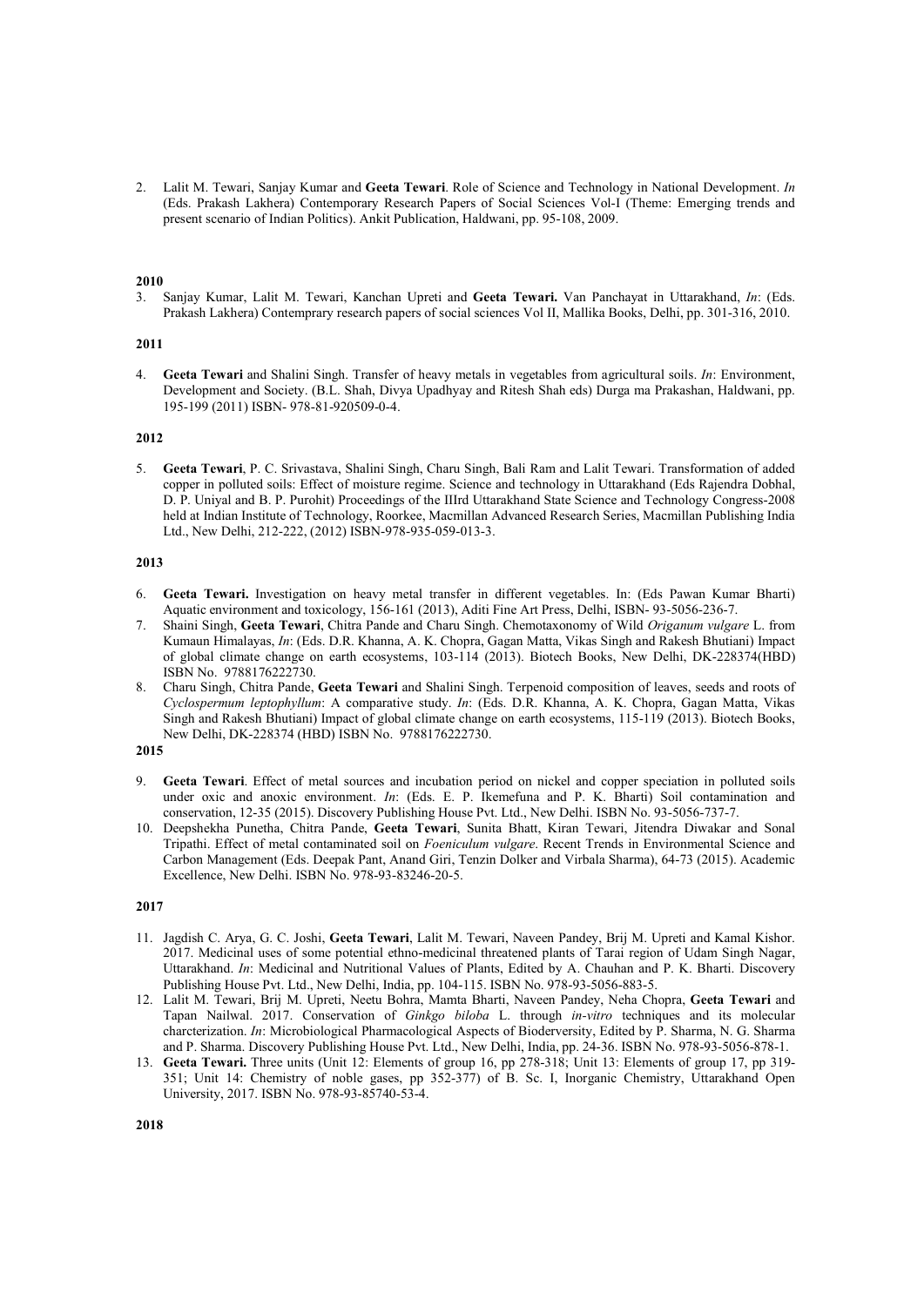2. Lalit M. Tewari, Sanjay Kumar and **Geeta Tewari**. Role of Science and Technology in National Development. *In* (Eds. Prakash Lakhera) Contemporary Research Papers of Social Sciences Vol-I (Theme: Emerging trends and present scenario of Indian Politics). Ankit Publication, Haldwani, pp. 95-108, 2009.

**2010**

3. Sanjay Kumar, Lalit M. Tewari, Kanchan Upreti and **Geeta Tewari.** Van Panchayat in Uttarakhand, *In*: (Eds. Prakash Lakhera) Contemprary research papers of social sciences Vol II, Mallika Books, Delhi, pp. 301-316, 2010.

**2011**

4. **Geeta Tewari** and Shalini Singh. Transfer of heavy metals in vegetables from agricultural soils. *In*: Environment, Development and Society. (B.L. Shah, Divya Upadhyay and Ritesh Shah eds) Durga ma Prakashan, Haldwani, pp. 195-199 (2011) ISBN- 978-81-920509-0-4.

**2012**

5. **Geeta Tewari**, P. C. Srivastava, Shalini Singh, Charu Singh, Bali Ram and Lalit Tewari. Transformation of added copper in polluted soils: Effect of moisture regime. Science and technology in Uttarakhand (Eds Rajendra Dobhal, D. P. Uniyal and B. P. Purohit) Proceedings of the IIIrd Uttarakhand State Science and Technology Congress-2008 held at Indian Institute of Technology, Roorkee, Macmillan Advanced Research Series, Macmillan Publishing India Ltd., New Delhi, 212-222, (2012) ISBN-978-935-059-013-3.

**2013**

6. **Geeta Tewari.** Investigation on heavy metal transfer in different vegetables. In: (Eds Pawan Kumar Bharti) Aquatic environment and toxicology, 156-161 (2013), Aditi Fine Art Press, Delhi, ISBN- 93-5056-236-7.
7. Shaini Singh, **Geeta Tewari**, Chitra Pande and Charu Singh. Chemotaxonomy of Wild *Origanum vulgare* L. from Kumaun Himalayas, *In*: (Eds. D.R. Khanna, A. K. Chopra, Gagan Matta, Vikas Singh and Rakesh Bhutiani) Impact of global climate change on earth ecosystems, 103-114 (2013). Biotech Books, New Delhi, DK-228374(HBD) ISBN No. 9788176222730.
8. Charu Singh, Chitra Pande, **Geeta Tewari** and Shalini Singh. Terpenoid composition of leaves, seeds and roots of *Cyclospermum leptophyllum*: A comparative study. *In*: (Eds. D.R. Khanna, A. K. Chopra, Gagan Matta, Vikas Singh and Rakesh Bhutiani) Impact of global climate change on earth ecosystems, 115-119 (2013). Biotech Books, New Delhi, DK-228374 (HBD) ISBN No. 9788176222730.

**2015**

9. **Geeta Tewari**. Effect of metal sources and incubation period on nickel and copper speciation in polluted soils under oxic and anoxic environment. *In*: (Eds. E. P. Ikemefuna and P. K. Bharti) Soil contamination and conservation, 12-35 (2015). Discovery Publishing House Pvt. Ltd., New Delhi. ISBN No. 93-5056-737-7.
10. Deepshekha Punetha, Chitra Pande, **Geeta Tewari**, Sunita Bhatt, Kiran Tewari, Jitendra Diwakar and Sonal Tripathi. Effect of metal contaminated soil on *Foeniculum vulgare*. Recent Trends in Environmental Science and Carbon Management (Eds. Deepak Pant, Anand Giri, Tenzin Dolker and Virbala Sharma), 64-73 (2015). Academic Excellence, New Delhi. ISBN No. 978-93-83246-20-5.

**2017**

11. Jagdish C. Arya, G. C. Joshi, **Geeta Tewari**, Lalit M. Tewari, Naveen Pandey, Brij M. Upreti and Kamal Kishor. 2017. Medicinal uses of some potential ethno-medicinal threatened plants of Tarai region of Udam Singh Nagar, Uttarakhand. *In*: Medicinal and Nutritional Values of Plants, Edited by A. Chauhan and P. K. Bharti. Discovery Publishing House Pvt. Ltd., New Delhi, India, pp. 104-115. ISBN No. 978-93-5056-883-5.
12. Lalit M. Tewari, Brij M. Upreti, Neetu Bohra, Mamta Bharti, Naveen Pandey, Neha Chopra, **Geeta Tewari** and Tapan Nailwal. 2017. Conservation of *Ginkgo biloba* L. through *in-vitro* techniques and its molecular charcterization. *In*: Microbiological Pharmacological Aspects of Bioderversity, Edited by P. Sharma, N. G. Sharma and P. Sharma. Discovery Publishing House Pvt. Ltd., New Delhi, India, pp. 24-36. ISBN No. 978-93-5056-878-1.
13. **Geeta Tewari.** Three units (Unit 12: Elements of group 16, pp 278-318; Unit 13: Elements of group 17, pp 319-351; Unit 14: Chemistry of noble gases, pp 352-377) of B. Sc. I, Inorganic Chemistry, Uttarakhand Open University, 2017. ISBN No. 978-93-85740-53-4.

**2018**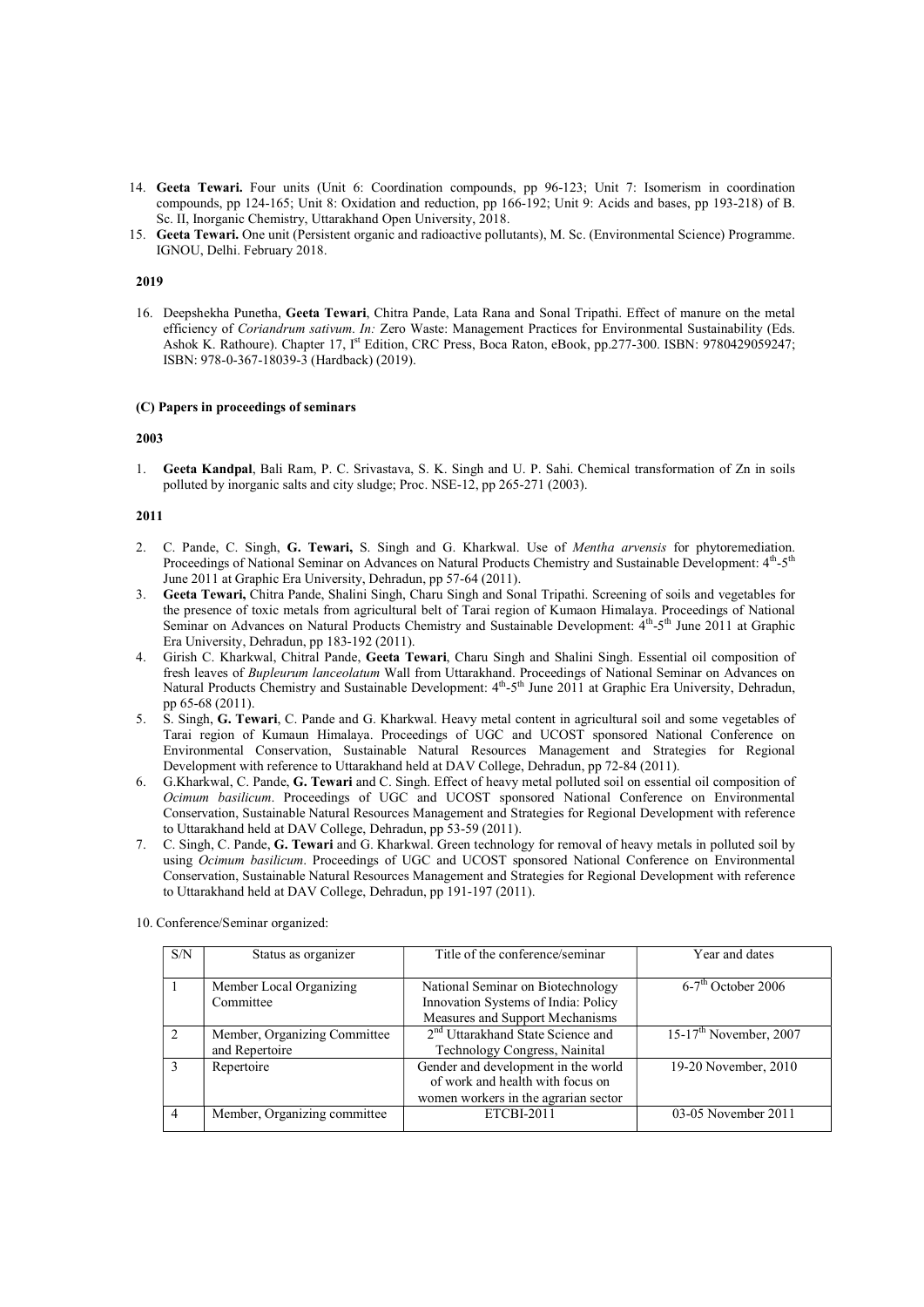14. **Geeta Tewari.** Four units (Unit 6: Coordination compounds, pp 96-123; Unit 7: Isomerism in coordination compounds, pp 124-165; Unit 8: Oxidation and reduction, pp 166-192; Unit 9: Acids and bases, pp 193-218) of B. Sc. II, Inorganic Chemistry, Uttarakhand Open University, 2018.
15. **Geeta Tewari.** One unit (Persistent organic and radioactive pollutants), M. Sc. (Environmental Science) Programme. IGNOU, Delhi. February 2018.

**2019**

16. Deepshekha Punetha, **Geeta Tewari**, Chitra Pande, Lata Rana and Sonal Tripathi. Effect of manure on the metal efficiency of *Coriandrum sativum*. *In:* Zero Waste: Management Practices for Environmental Sustainability (Eds. Ashok K. Rathoure). Chapter 17, I[st] Edition, CRC Press, Boca Raton, eBook, pp.277-300. ISBN: 9780429059247; ISBN: 978-0-367-18039-3 (Hardback) (2019).

**(C) Papers in proceedings of seminars**

**2003**

1. **Geeta Kandpal**, Bali Ram, P. C. Srivastava, S. K. Singh and U. P. Sahi. Chemical transformation of Zn in soils polluted by inorganic salts and city sludge; Proc. NSE-12, pp 265-271 (2003).

**2011**

2. C. Pande, C. Singh, **G. Tewari,** S. Singh and G. Kharkwal. Use of *Mentha arvensis* for phytoremediation. Proceedings of National Seminar on Advances on Natural Products Chemistry and Sustainable Development: 4[th]-5[th] June 2011 at Graphic Era University, Dehradun, pp 57-64 (2011).
3. **Geeta Tewari,** Chitra Pande, Shalini Singh, Charu Singh and Sonal Tripathi. Screening of soils and vegetables for the presence of toxic metals from agricultural belt of Tarai region of Kumaon Himalaya. Proceedings of National Seminar on Advances on Natural Products Chemistry and Sustainable Development: 4[th]-5[th] June 2011 at Graphic Era University, Dehradun, pp 183-192 (2011).
4. Girish C. Kharkwal, Chitral Pande, **Geeta Tewari**, Charu Singh and Shalini Singh. Essential oil composition of fresh leaves of *Bupleurum lanceolatum* Wall from Uttarakhand. Proceedings of National Seminar on Advances on Natural Products Chemistry and Sustainable Development: 4[th]-5[th] June 2011 at Graphic Era University, Dehradun, pp 65-68 (2011).
5. S. Singh, **G. Tewari**, C. Pande and G. Kharkwal. Heavy metal content in agricultural soil and some vegetables of Tarai region of Kumaun Himalaya. Proceedings of UGC and UCOST sponsored National Conference on Environmental Conservation, Sustainable Natural Resources Management and Strategies for Regional Development with reference to Uttarakhand held at DAV College, Dehradun, pp 72-84 (2011).
6. G.Kharkwal, C. Pande, **G. Tewari** and C. Singh. Effect of heavy metal polluted soil on essential oil composition of *Ocimum basilicum*. Proceedings of UGC and UCOST sponsored National Conference on Environmental Conservation, Sustainable Natural Resources Management and Strategies for Regional Development with reference to Uttarakhand held at DAV College, Dehradun, pp 53-59 (2011).
7. C. Singh, C. Pande, **G. Tewari** and G. Kharkwal. Green technology for removal of heavy metals in polluted soil by using *Ocimum basilicum*. Proceedings of UGC and UCOST sponsored National Conference on Environmental Conservation, Sustainable Natural Resources Management and Strategies for Regional Development with reference to Uttarakhand held at DAV College, Dehradun, pp 191-197 (2011).

10. Conference/Seminar organized:

| S/N | Status as organizer | Title of the conference/seminar | Year and dates |
|---|---|---|---|
| 1 | Member Local Organizing Committee | National Seminar on Biotechnology Innovation Systems of India: Policy Measures and Support Mechanisms | 6-7[th] October 2006 |
| 2 | Member, Organizing Committee and Repertoire | 2[nd] Uttarakhand State Science and Technology Congress, Nainital | 15-17[th] November, 2007 |
| 3 | Repertoire | Gender and development in the world of work and health with focus on women workers in the agrarian sector | 19-20 November, 2010 |
| 4 | Member, Organizing committee | ETCBI-2011 | 03-05 November 2011 |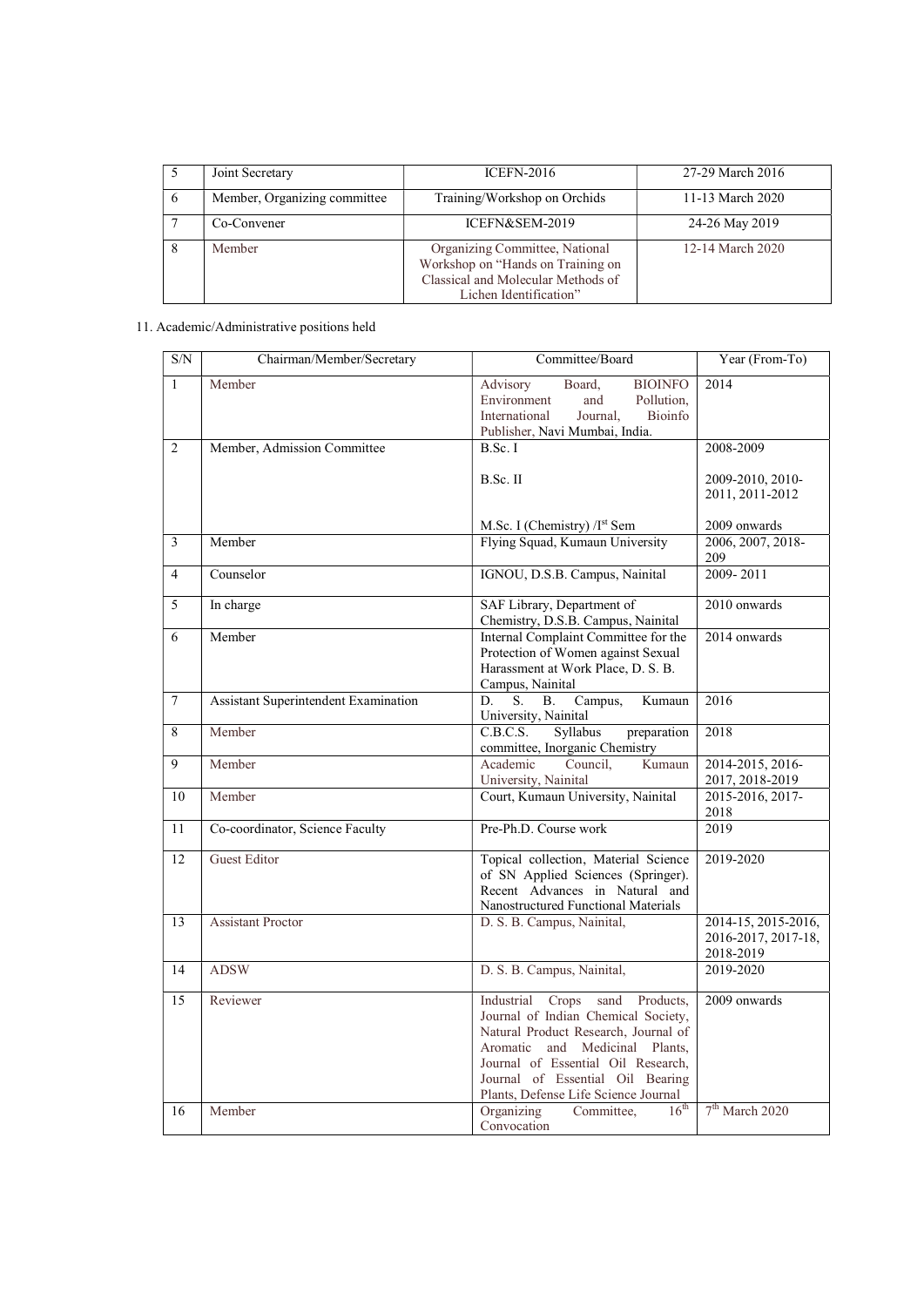| 5 | Joint Secretary | ICEFN-2016 | 27-29 March 2016 |
|---|---|---|---|
| 6 | Member, Organizing committee | Training/Workshop on Orchids | 11-13 March 2020 |
| 7 | Co-Convener | ICEFN&SEM-2019 | 24-26 May 2019 |
| 8 | Member | Organizing Committee, National Workshop on "Hands on Training on Classical and Molecular Methods of Lichen Identification" | 12-14 March 2020 |

11. Academic/Administrative positions held

| S/N | Chairman/Member/Secretary | Committee/Board | Year (From-To) |
|---|---|---|---|
| 1 | Member | Advisory Board, BIOINFO Environment and Pollution, International Journal, Bioinfo Publisher, Navi Mumbai, India. | 2014 |
| 2 | Member, Admission Committee | B.Sc. I<br><br>B.Sc. II<br><br>M.Sc. I (Chemistry) /I$^{st}$ Sem | 2008-2009<br><br>2009-2010, 2010-2011, 2011-2012<br><br>2009 onwards |
| 3 | Member | Flying Squad, Kumaun University | 2006, 2007, 2018-209 |
| 4 | Counselor | IGNOU, D.S.B. Campus, Nainital | 2009- 2011 |
| 5 | In charge | SAF Library, Department of Chemistry, D.S.B. Campus, Nainital | 2010 onwards |
| 6 | Member | Internal Complaint Committee for the Protection of Women against Sexual Harassment at Work Place, D. S. B. Campus, Nainital | 2014 onwards |
| 7 | Assistant Superintendent Examination | D. S. B. Campus, Kumaun University, Nainital | 2016 |
| 8 | Member | C.B.C.S. Syllabus preparation committee, Inorganic Chemistry | 2018 |
| 9 | Member | Academic Council, Kumaun University, Nainital | 2014-2015, 2016-2017, 2018-2019 |
| 10 | Member | Court, Kumaun University, Nainital | 2015-2016, 2017-2018 |
| 11 | Co-coordinator, Science Faculty | Pre-Ph.D. Course work | 2019 |
| 12 | Guest Editor | Topical collection, Material Science of SN Applied Sciences (Springer). Recent Advances in Natural and Nanostructured Functional Materials | 2019-2020 |
| 13 | Assistant Proctor | D. S. B. Campus, Nainital, | 2014-15, 2015-2016, 2016-2017, 2017-18, 2018-2019 |
| 14 | ADSW | D. S. B. Campus, Nainital, | 2019-2020 |
| 15 | Reviewer | Industrial Crops sand Products, Journal of Indian Chemical Society, Natural Product Research, Journal of Aromatic and Medicinal Plants, Journal of Essential Oil Research, Journal of Essential Oil Bearing Plants, Defense Life Science Journal | 2009 onwards |
| 16 | Member | Organizing Committee, 16$^{th}$ Convocation | 7$^{th}$ March 2020 |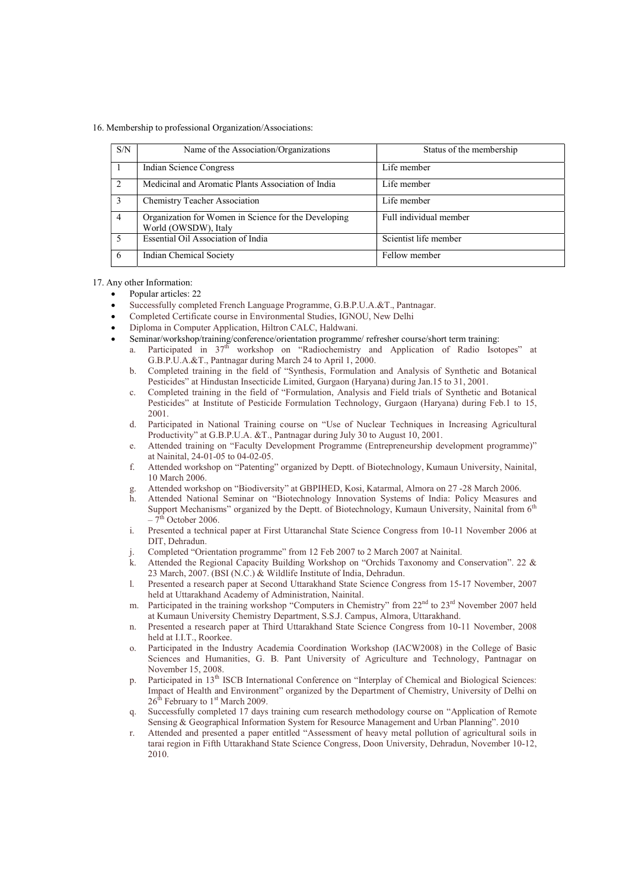16. Membership to professional Organization/Associations:

| S/N | Name of the Association/Organizations | Status of the membership |
|---|---|---|
| 1 | Indian Science Congress | Life member |
| 2 | Medicinal and Aromatic Plants Association of India | Life member |
| 3 | Chemistry Teacher Association | Life member |
| 4 | Organization for Women in Science for the Developing World (OWSDW), Italy | Full individual member |
| 5 | Essential Oil Association of India | Scientist life member |
| 6 | Indian Chemical Society | Fellow member |

17. Any other Information:

- Popular articles: 22
- Successfully completed French Language Programme, G.B.P.U.A.&T., Pantnagar.
- Completed Certificate course in Environmental Studies, IGNOU, New Delhi
- Diploma in Computer Application, Hiltron CALC, Haldwani.
- Seminar/workshop/training/conference/orientation programme/ refresher course/short term training:
  a. Participated in 37th workshop on "Radiochemistry and Application of Radio Isotopes" at G.B.P.U.A.&T., Pantnagar during March 24 to April 1, 2000.
  b. Completed training in the field of "Synthesis, Formulation and Analysis of Synthetic and Botanical Pesticides" at Hindustan Insecticide Limited, Gurgaon (Haryana) during Jan.15 to 31, 2001.
  c. Completed training in the field of "Formulation, Analysis and Field trials of Synthetic and Botanical Pesticides" at Institute of Pesticide Formulation Technology, Gurgaon (Haryana) during Feb.1 to 15, 2001.
  d. Participated in National Training course on "Use of Nuclear Techniques in Increasing Agricultural Productivity" at G.B.P.U.A. &T., Pantnagar during July 30 to August 10, 2001.
  e. Attended training on "Faculty Development Programme (Entrepreneurship development programme)" at Nainital, 24-01-05 to 04-02-05.
  f. Attended workshop on "Patenting" organized by Deptt. of Biotechnology, Kumaun University, Nainital, 10 March 2006.
  g. Attended workshop on "Biodiversity" at GBPIHED, Kosi, Katarmal, Almora on 27 -28 March 2006.
  h. Attended National Seminar on "Biotechnology Innovation Systems of India: Policy Measures and Support Mechanisms" organized by the Deptt. of Biotechnology, Kumaun University, Nainital from 6th – 7th October 2006.
  i. Presented a technical paper at First Uttaranchal State Science Congress from 10-11 November 2006 at DIT, Dehradun.
  j. Completed "Orientation programme" from 12 Feb 2007 to 2 March 2007 at Nainital.
  k. Attended the Regional Capacity Building Workshop on "Orchids Taxonomy and Conservation". 22 & 23 March, 2007. (BSI (N.C.) & Wildlife Institute of India, Dehradun.
  l. Presented a research paper at Second Uttarakhand State Science Congress from 15-17 November, 2007 held at Uttarakhand Academy of Administration, Nainital.
  m. Participated in the training workshop "Computers in Chemistry" from 22nd to 23rd November 2007 held at Kumaun University Chemistry Department, S.S.J. Campus, Almora, Uttarakhand.
  n. Presented a research paper at Third Uttarakhand State Science Congress from 10-11 November, 2008 held at I.I.T., Roorkee.
  o. Participated in the Industry Academia Coordination Workshop (IACW2008) in the College of Basic Sciences and Humanities, G. B. Pant University of Agriculture and Technology, Pantnagar on November 15, 2008.
  p. Participated in 13th ISCB International Conference on "Interplay of Chemical and Biological Sciences: Impact of Health and Environment" organized by the Department of Chemistry, University of Delhi on 26th February to 1st March 2009.
  q. Successfully completed 17 days training cum research methodology course on "Application of Remote Sensing & Geographical Information System for Resource Management and Urban Planning". 2010
  r. Attended and presented a paper entitled "Assessment of heavy metal pollution of agricultural soils in tarai region in Fifth Uttarakhand State Science Congress, Doon University, Dehradun, November 10-12, 2010.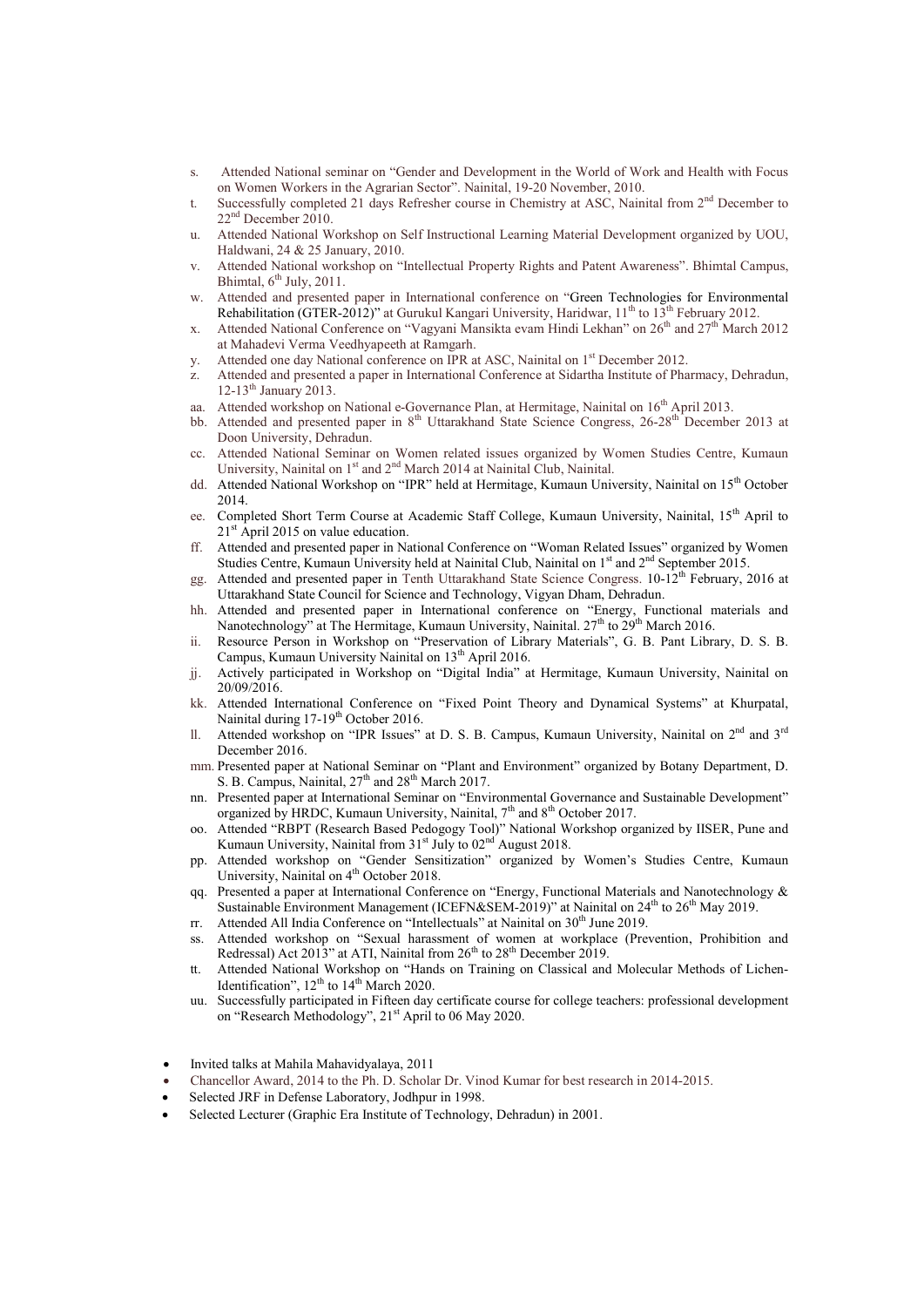s. Attended National seminar on "Gender and Development in the World of Work and Health with Focus on Women Workers in the Agrarian Sector". Nainital, 19-20 November, 2010.

t. Successfully completed 21 days Refresher course in Chemistry at ASC, Nainital from 2nd December to 22nd December 2010.

u. Attended National Workshop on Self Instructional Learning Material Development organized by UOU, Haldwani, 24 & 25 January, 2010.

v. Attended National workshop on "Intellectual Property Rights and Patent Awareness". Bhimtal Campus, Bhimtal, 6th July, 2011.

w. Attended and presented paper in International conference on "Green Technologies for Environmental Rehabilitation (GTER-2012)" at Gurukul Kangari University, Haridwar, 11th to 13th February 2012.

x. Attended National Conference on "Vagyani Mansikta evam Hindi Lekhan" on 26th and 27th March 2012 at Mahadevi Verma Veedhyapeeth at Ramgarh.

y. Attended one day National conference on IPR at ASC, Nainital on 1st December 2012.

z. Attended and presented a paper in International Conference at Sidartha Institute of Pharmacy, Dehradun, 12-13th January 2013.

aa. Attended workshop on National e-Governance Plan, at Hermitage, Nainital on 16th April 2013.

bb. Attended and presented paper in 8th Uttarakhand State Science Congress, 26-28th December 2013 at Doon University, Dehradun.

cc. Attended National Seminar on Women related issues organized by Women Studies Centre, Kumaun University, Nainital on 1st and 2nd March 2014 at Nainital Club, Nainital.

dd. Attended National Workshop on "IPR" held at Hermitage, Kumaun University, Nainital on 15th October 2014.

ee. Completed Short Term Course at Academic Staff College, Kumaun University, Nainital, 15th April to 21st April 2015 on value education.

ff. Attended and presented paper in National Conference on "Woman Related Issues" organized by Women Studies Centre, Kumaun University held at Nainital Club, Nainital on 1st and 2nd September 2015.

gg. Attended and presented paper in Tenth Uttarakhand State Science Congress. 10-12th February, 2016 at Uttarakhand State Council for Science and Technology, Vigyan Dham, Dehradun.

hh. Attended and presented paper in International conference on "Energy, Functional materials and Nanotechnology" at The Hermitage, Kumaun University, Nainital. 27th to 29th March 2016.

ii. Resource Person in Workshop on "Preservation of Library Materials", G. B. Pant Library, D. S. B. Campus, Kumaun University Nainital on 13th April 2016.

jj. Actively participated in Workshop on "Digital India" at Hermitage, Kumaun University, Nainital on 20/09/2016.

kk. Attended International Conference on "Fixed Point Theory and Dynamical Systems" at Khurpatal, Nainital during 17-19th October 2016.

ll. Attended workshop on "IPR Issues" at D. S. B. Campus, Kumaun University, Nainital on 2nd and 3rd December 2016.

mm. Presented paper at National Seminar on "Plant and Environment" organized by Botany Department, D. S. B. Campus, Nainital, 27th and 28th March 2017.

nn. Presented paper at International Seminar on "Environmental Governance and Sustainable Development" organized by HRDC, Kumaun University, Nainital, 7th and 8th October 2017.

oo. Attended "RBPT (Research Based Pedogogy Tool)" National Workshop organized by IISER, Pune and Kumaun University, Nainital from 31st July to 02nd August 2018.

pp. Attended workshop on "Gender Sensitization" organized by Women's Studies Centre, Kumaun University, Nainital on 4th October 2018.

qq. Presented a paper at International Conference on "Energy, Functional Materials and Nanotechnology & Sustainable Environment Management (ICEFN&SEM-2019)" at Nainital on 24th to 26th May 2019.

rr. Attended All India Conference on "Intellectuals" at Nainital on 30th June 2019.

ss. Attended workshop on "Sexual harassment of women at workplace (Prevention, Prohibition and Redressal) Act 2013" at ATI, Nainital from 26th to 28th December 2019.

tt. Attended National Workshop on "Hands on Training on Classical and Molecular Methods of Lichen-Identification", 12th to 14th March 2020.

uu. Successfully participated in Fifteen day certificate course for college teachers: professional development on "Research Methodology", 21st April to 06 May 2020.

- Invited talks at Mahila Mahavidyalaya, 2011
- Chancellor Award, 2014 to the Ph. D. Scholar Dr. Vinod Kumar for best research in 2014-2015.
- Selected JRF in Defense Laboratory, Jodhpur in 1998.
- Selected Lecturer (Graphic Era Institute of Technology, Dehradun) in 2001.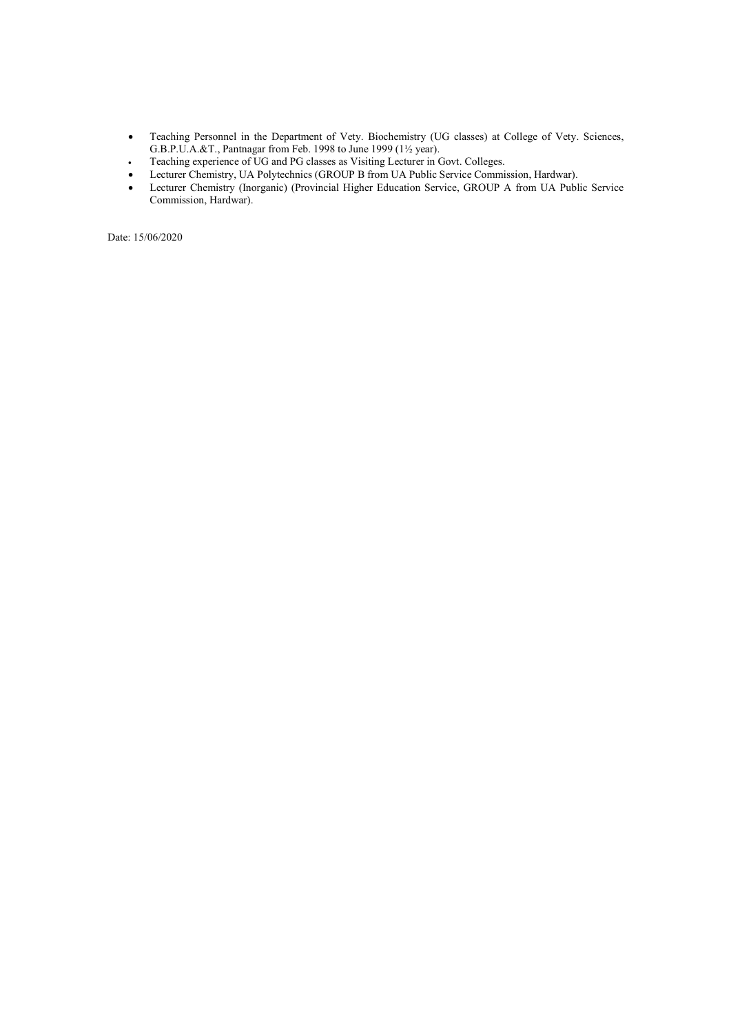- Teaching Personnel in the Department of Vety. Biochemistry (UG classes) at College of Vety. Sciences, G.B.P.U.A.&T., Pantnagar from Feb. 1998 to June 1999 (1½ year).
- Teaching experience of UG and PG classes as Visiting Lecturer in Govt. Colleges.
- Lecturer Chemistry, UA Polytechnics (GROUP B from UA Public Service Commission, Hardwar).
- Lecturer Chemistry (Inorganic) (Provincial Higher Education Service, GROUP A from UA Public Service Commission, Hardwar).

Date: 15/06/2020